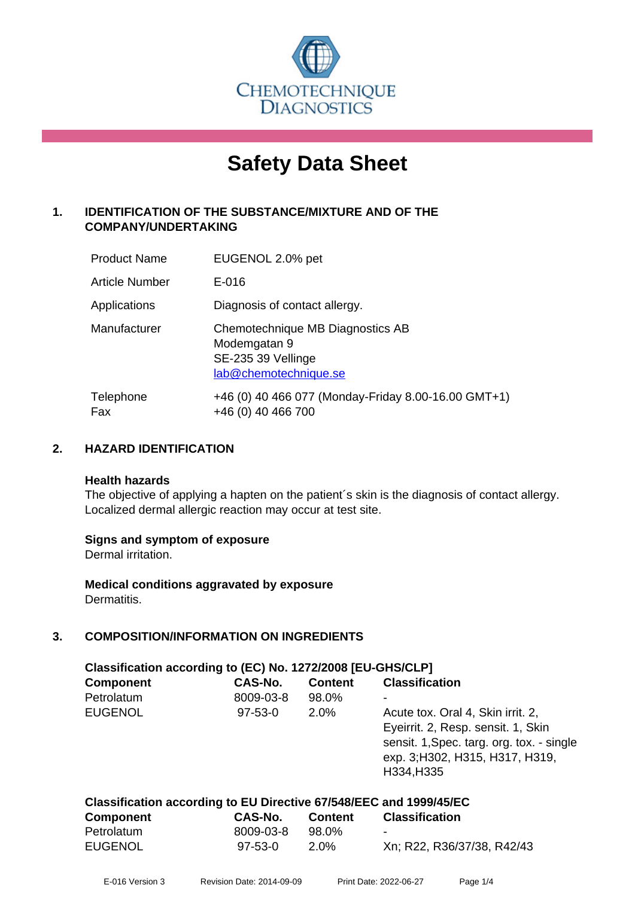CHEMOTECHNIQUE DIAGNOSTICS

# Safety Data Sheet

## 1. IDENTIFICATION OF THE SUBSTANCE/MIXTURE AND OF THE COMPANY/UNDERTAKING

| | |
|---|---|
| Product Name | EUGENOL 2.0% pet |
| Article Number | E-016 |
| Applications | Diagnosis of contact allergy. |
| Manufacturer | Chemotechnique MB Diagnostics AB<br>Modemgatan 9<br>SE-235 39 Vellinge<br>lab@chemotechnique.se |
| Telephone<br>Fax | +46 (0) 40 466 077 (Monday-Friday 8.00-16.00 GMT+1)<br>+46 (0) 40 466 700 |

## 2. HAZARD IDENTIFICATION

**Health hazards**
The objective of applying a hapten on the patient´s skin is the diagnosis of contact allergy. Localized dermal allergic reaction may occur at test site.

**Signs and symptom of exposure**
Dermal irritation.

**Medical conditions aggravated by exposure**
Dermatitis.

## 3. COMPOSITION/INFORMATION ON INGREDIENTS

**Classification according to (EC) No. 1272/2008 [EU-GHS/CLP]**

| Component | CAS-No. | Content | Classification |
|---|---|---|---|
| Petrolatum | 8009-03-8 | 98.0% | - |
| EUGENOL | 97-53-0 | 2.0% | Acute tox. Oral 4, Skin irrit. 2, Eyeirrit. 2, Resp. sensit. 1, Skin sensit. 1,Spec. targ. org. tox. - single exp. 3;H302, H315, H317, H319, H334,H335 |

**Classification according to EU Directive 67/548/EEC and 1999/45/EC**

| Component | CAS-No. | Content | Classification |
|---|---|---|---|
| Petrolatum | 8009-03-8 | 98.0% | - |
| EUGENOL | 97-53-0 | 2.0% | Xn; R22, R36/37/38, R42/43 |

E-016 Version 3 Revision Date: 2014-09-09 Print Date: 2022-06-27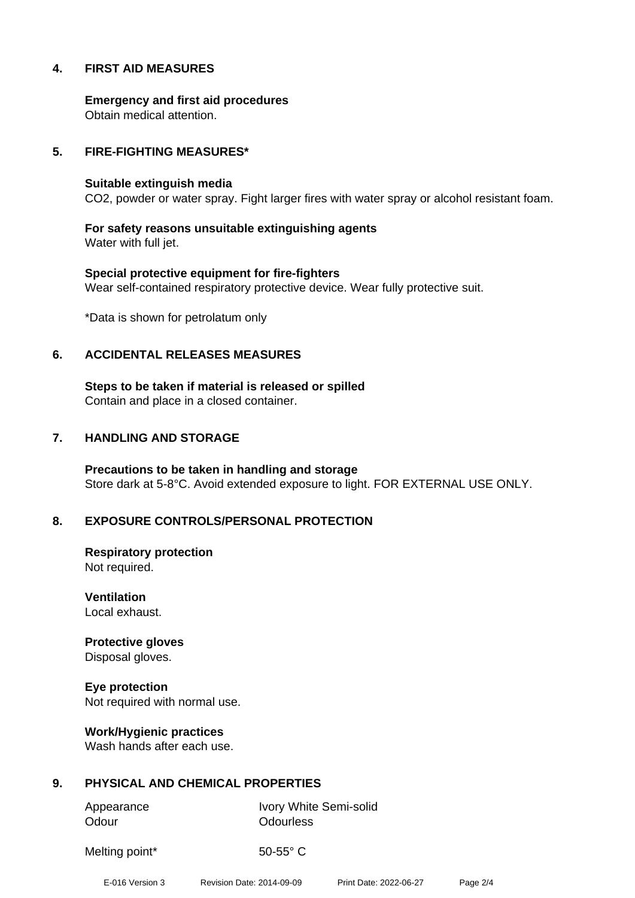## 4. FIRST AID MEASURES

**Emergency and first aid procedures**
Obtain medical attention.

## 5. FIRE-FIGHTING MEASURES*

**Suitable extinguish media**
$CO_2$, powder or water spray. Fight larger fires with water spray or alcohol resistant foam.

**For safety reasons unsuitable extinguishing agents**
Water with full jet.

**Special protective equipment for fire-fighters**
Wear self-contained respiratory protective device. Wear fully protective suit.

*Data is shown for petrolatum only

## 6. ACCIDENTAL RELEASES MEASURES

**Steps to be taken if material is released or spilled**
Contain and place in a closed container.

## 7. HANDLING AND STORAGE

**Precautions to be taken in handling and storage**
Store dark at 5-8°C. Avoid extended exposure to light. FOR EXTERNAL USE ONLY.

## 8. EXPOSURE CONTROLS/PERSONAL PROTECTION

**Respiratory protection**
Not required.

**Ventilation**
Local exhaust.

**Protective gloves**
Disposal gloves.

**Eye protection**
Not required with normal use.

**Work/Hygienic practices**
Wash hands after each use.

## 9. PHYSICAL AND CHEMICAL PROPERTIES

| | |
|---|---|
| Appearance | Ivory White Semi-solid |
| Odour | Odourless |
| Melting point* | 50-55° C |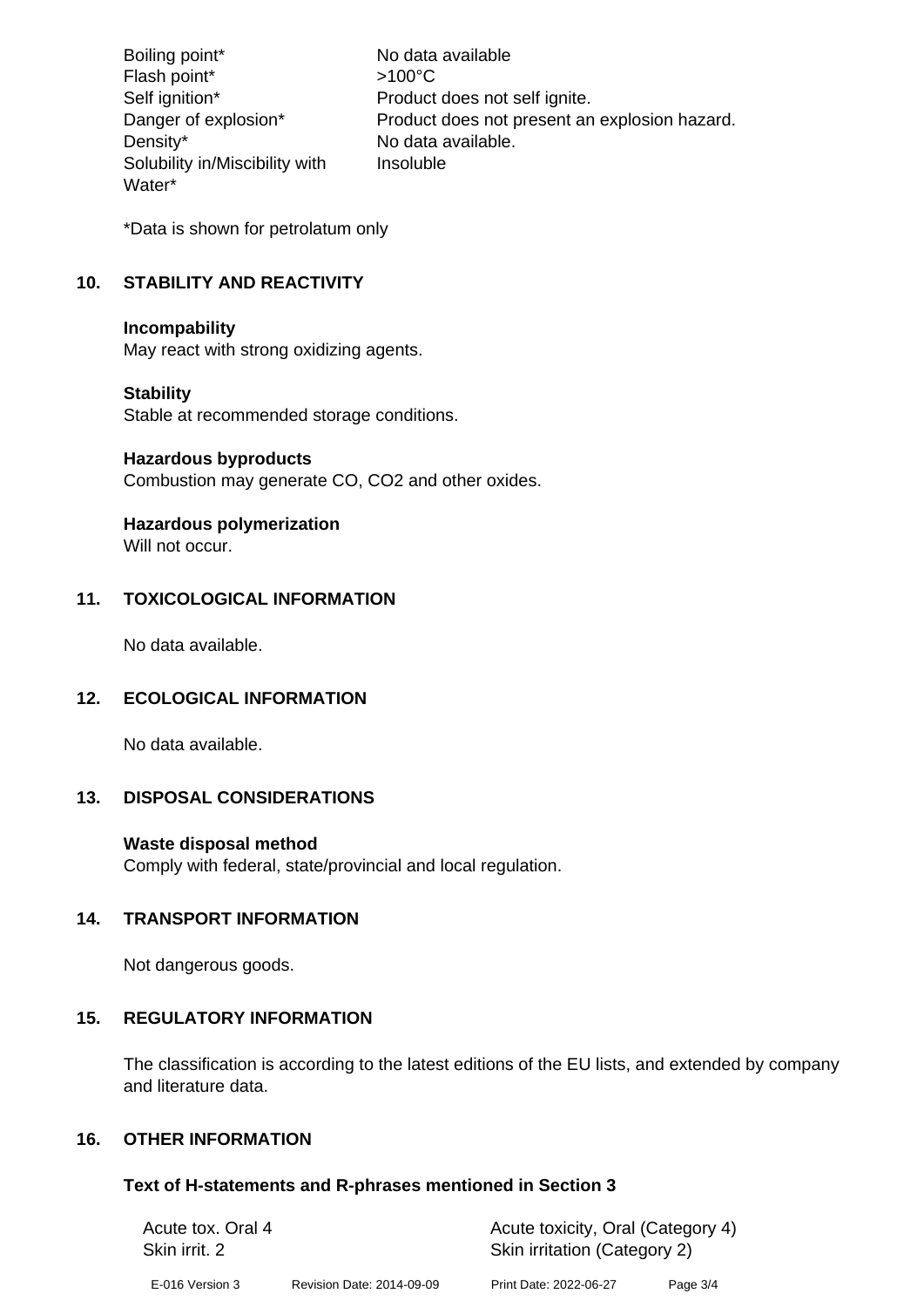| | |
|---|---|
| Boiling point* | No data available |
| Flash point* | >100°C |
| Self ignition* | Product does not self ignite. |
| Danger of explosion* | Product does not present an explosion hazard. |
| Density* | No data available. |
| Solubility in/Miscibility with Water* | Insoluble |

*Data is shown for petrolatum only

## 10. STABILITY AND REACTIVITY

**Incompatibility**
May react with strong oxidizing agents.

**Stability**
Stable at recommended storage conditions.

**Hazardous byproducts**
Combustion may generate CO, $CO_2$ and other oxides.

**Hazardous polymerization**
Will not occur.

## 11. TOXICOLOGICAL INFORMATION

No data available.

## 12. ECOLOGICAL INFORMATION

No data available.

## 13. DISPOSAL CONSIDERATIONS

**Waste disposal method**
Comply with federal, state/provincial and local regulation.

## 14. TRANSPORT INFORMATION

Not dangerous goods.

## 15. REGULATORY INFORMATION

The classification is according to the latest editions of the EU lists, and extended by company and literature data.

## 16. OTHER INFORMATION

### Text of H-statements and R-phrases mentioned in Section 3

| | |
|---|---|
| Acute tox. Oral 4 | Acute toxicity, Oral (Category 4) |
| Skin irrit. 2 | Skin irritation (Category 2) |

E-016 Version 3 Revision Date: 2014-09-09 Print Date: 2022-06-27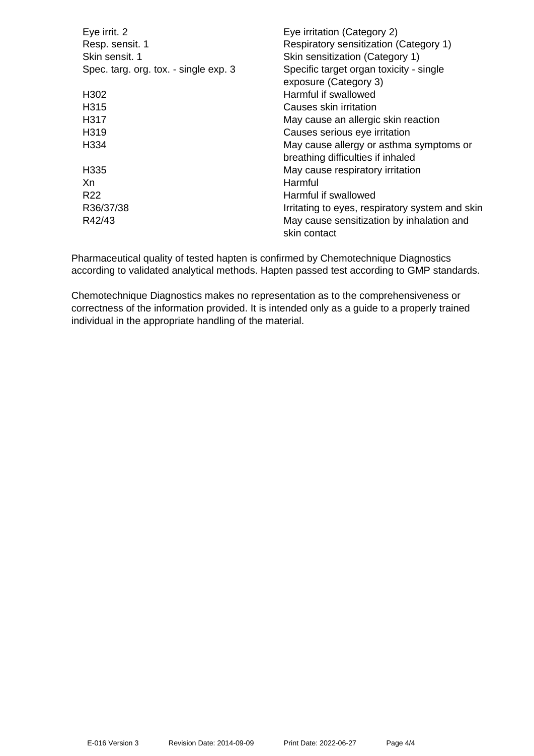| | |
|---|---|
| Eye irrit. 2 | Eye irritation (Category 2) |
| Resp. sensit. 1 | Respiratory sensitization (Category 1) |
| Skin sensit. 1 | Skin sensitization (Category 1) |
| Spec. targ. org. tox. - single exp. 3 | Specific target organ toxicity - single exposure (Category 3) |
| H302 | Harmful if swallowed |
| H315 | Causes skin irritation |
| H317 | May cause an allergic skin reaction |
| H319 | Causes serious eye irritation |
| H334 | May cause allergy or asthma symptoms or breathing difficulties if inhaled |
| H335 | May cause respiratory irritation |
| Xn | Harmful |
| R22 | Harmful if swallowed |
| R36/37/38 | Irritating to eyes, respiratory system and skin |
| R42/43 | May cause sensitization by inhalation and skin contact |

Pharmaceutical quality of tested hapten is confirmed by Chemotechnique Diagnostics according to validated analytical methods. Hapten passed test according to GMP standards.

Chemotechnique Diagnostics makes no representation as to the comprehensiveness or correctness of the information provided. It is intended only as a guide to a properly trained individual in the appropriate handling of the material.